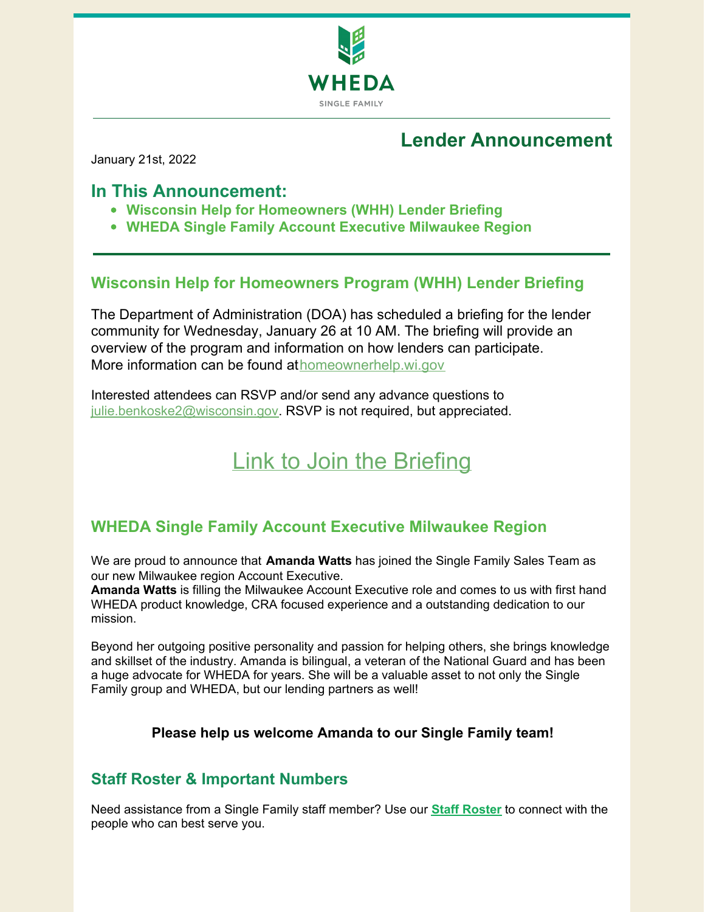WHEDA

SINGLE FAMILY

## Lender Announcement

January 21st, 2022

## In This Announcement:

- **Wisconsin Help for Homeowners (WHH) Lender Briefing**
- **WHEDA Single Family Account Executive Milwaukee Region**

---

### Wisconsin Help for Homeowners Program (WHH) Lender Briefing

The Department of Administration (DOA) has scheduled a briefing for the lender community for Wednesday, January 26 at 10 AM. The briefing will provide an overview of the program and information on how lenders can participate. More information can be found at homeownerhelp.wi.gov

Interested attendees can RSVP and/or send any advance questions to julie.benkoske2@wisconsin.gov. RSVP is not required, but appreciated.

Link to Join the Briefing

### WHEDA Single Family Account Executive Milwaukee Region

We are proud to announce that **Amanda Watts** has joined the Single Family Sales Team as our new Milwaukee region Account Executive.
**Amanda Watts** is filling the Milwaukee Account Executive role and comes to us with first hand WHEDA product knowledge, CRA focused experience and a outstanding dedication to our mission.

Beyond her outgoing positive personality and passion for helping others, she brings knowledge and skillset of the industry. Amanda is bilingual, a veteran of the National Guard and has been a huge advocate for WHEDA for years. She will be a valuable asset to not only the Single Family group and WHEDA, but our lending partners as well!

**Please help us welcome Amanda to our Single Family team!**

### Staff Roster & Important Numbers

Need assistance from a Single Family staff member? Use our **Staff Roster** to connect with the people who can best serve you.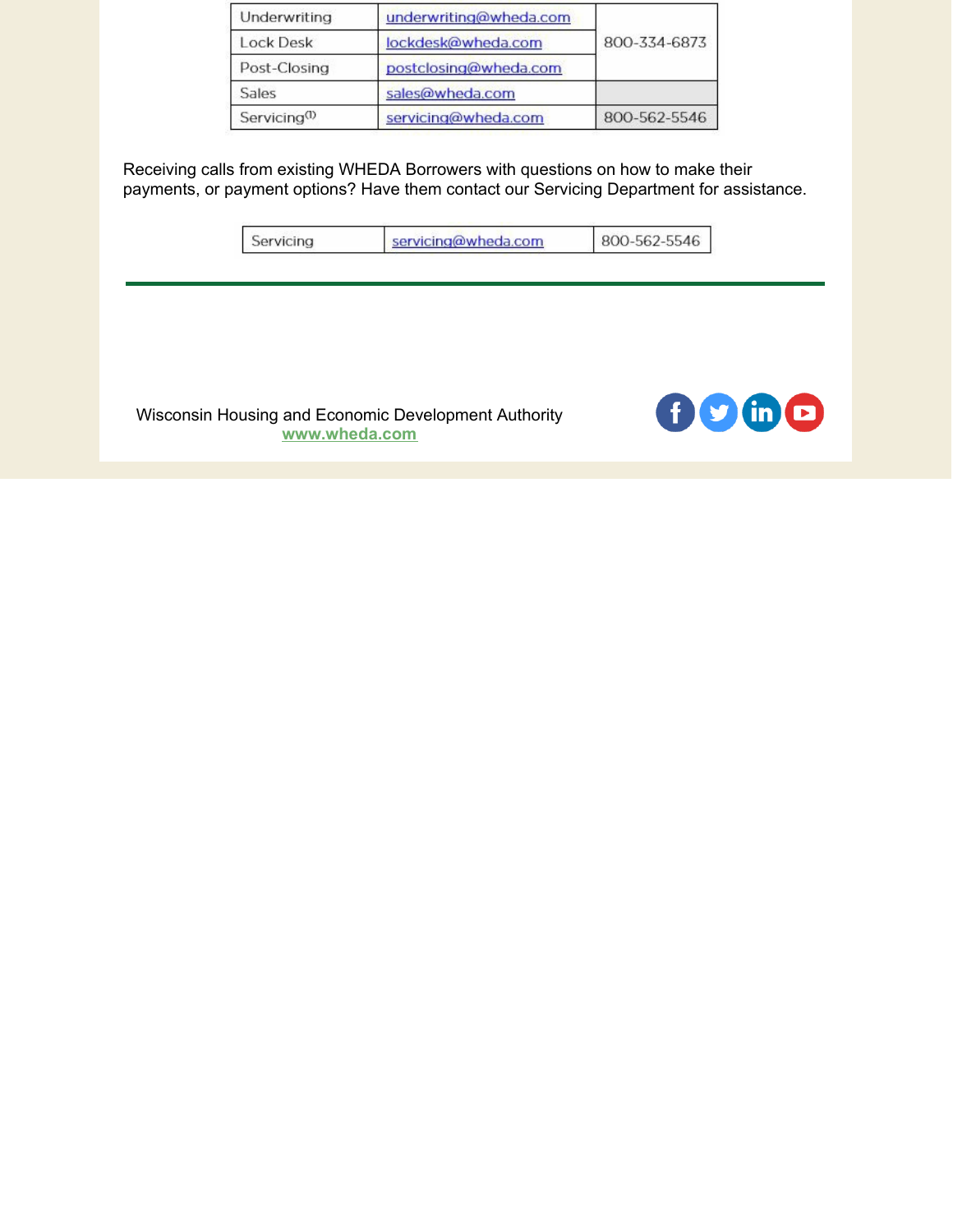| | | |
|---|---|---|
| Underwriting | underwriting@wheda.com | 800-334-6873 |
| Lock Desk | lockdesk@wheda.com | |
| Post-Closing | postclosing@wheda.com | |
| Sales | sales@wheda.com | |
| Servicing[1] | servicing@wheda.com | 800-562-5546 |

Receiving calls from existing WHEDA Borrowers with questions on how to make their payments, or payment options? Have them contact our Servicing Department for assistance.

| | | |
|---|---|---|
| Servicing | servicing@wheda.com | 800-562-5546 |

---

Wisconsin Housing and Economic Development Authority
www.wheda.com